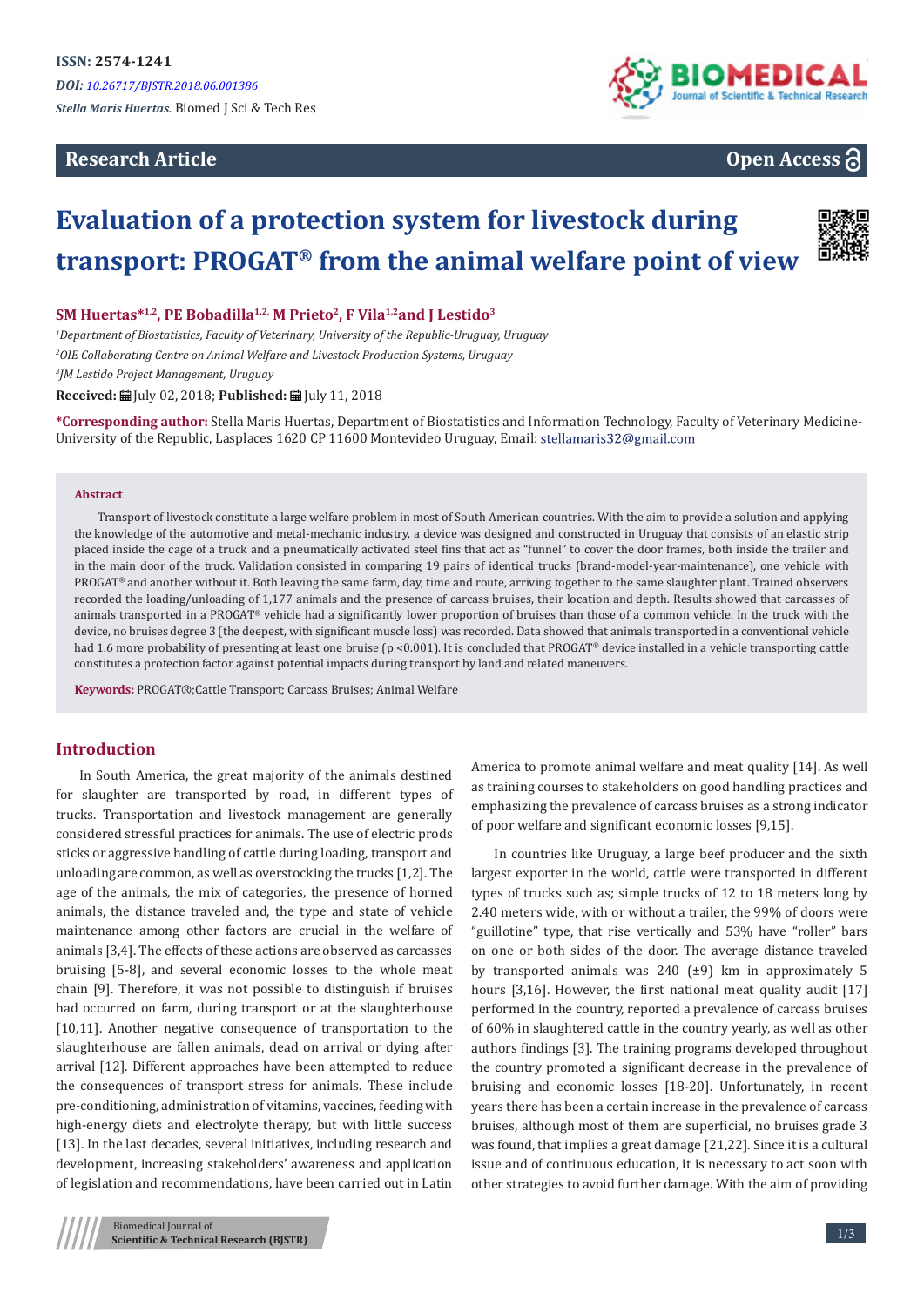ISSN: 2574-1241

DOI: 10.26717/BJSTR.2018.06.001386

*Stella Maris Huertas.* Biomed J Sci & Tech Res

**Research Article**

**Open Access**

# Evaluation of a protection system for livestock during transport: PROGAT® from the animal welfare point of view

**SM Huertas*[1,2], PE Bobadilla[1,2], M Prieto[2], F Vila[1,2] and J Lestido[3]**

[1]*Department of Biostatistics, Faculty of Veterinary, University of the Republic-Uruguay, Uruguay*

[2]*OIE Collaborating Centre on Animal Welfare and Livestock Production Systems, Uruguay*

[3]*JM Lestido Project Management, Uruguay*

**Received:** July 02, 2018; **Published:** July 11, 2018

***Corresponding author:** Stella Maris Huertas, Department of Biostatistics and Information Technology, Faculty of Veterinary Medicine-University of the Republic, Lasplaces 1620 CP 11600 Montevideo Uruguay, Email: stellamaris32@gmail.com

## Abstract

Transport of livestock constitute a large welfare problem in most of South American countries. With the aim to provide a solution and applying the knowledge of the automotive and metal-mechanic industry, a device was designed and constructed in Uruguay that consists of an elastic strip placed inside the cage of a truck and a pneumatically activated steel fins that act as "funnel" to cover the door frames, both inside the trailer and in the main door of the truck. Validation consisted in comparing 19 pairs of identical trucks (brand-model-year-maintenance), one vehicle with PROGAT® and another without it. Both leaving the same farm, day, time and route, arriving together to the same slaughter plant. Trained observers recorded the loading/unloading of 1,177 animals and the presence of carcass bruises, their location and depth. Results showed that carcasses of animals transported in a PROGAT® vehicle had a significantly lower proportion of bruises than those of a common vehicle. In the truck with the device, no bruises degree 3 (the deepest, with significant muscle loss) was recorded. Data showed that animals transported in a conventional vehicle had 1.6 more probability of presenting at least one bruise ($p < 0.001$). It is concluded that PROGAT® device installed in a vehicle transporting cattle constitutes a protection factor against potential impacts during transport by land and related maneuvers.

**Keywords:** PROGAT®;Cattle Transport; Carcass Bruises; Animal Welfare

## Introduction

In South America, the great majority of the animals destined for slaughter are transported by road, in different types of trucks. Transportation and livestock management are generally considered stressful practices for animals. The use of electric prods sticks or aggressive handling of cattle during loading, transport and unloading are common, as well as overstocking the trucks [1,2]. The age of the animals, the mix of categories, the presence of horned animals, the distance traveled and, the type and state of vehicle maintenance among other factors are crucial in the welfare of animals [3,4]. The effects of these actions are observed as carcasses bruising [5-8], and several economic losses to the whole meat chain [9]. Therefore, it was not possible to distinguish if bruises had occurred on farm, during transport or at the slaughterhouse [10,11]. Another negative consequence of transportation to the slaughterhouse are fallen animals, dead on arrival or dying after arrival [12]. Different approaches have been attempted to reduce the consequences of transport stress for animals. These include pre-conditioning, administration of vitamins, vaccines, feeding with high-energy diets and electrolyte therapy, but with little success [13]. In the last decades, several initiatives, including research and development, increasing stakeholders' awareness and application of legislation and recommendations, have been carried out in Latin America to promote animal welfare and meat quality [14]. As well as training courses to stakeholders on good handling practices and emphasizing the prevalence of carcass bruises as a strong indicator of poor welfare and significant economic losses [9,15].

In countries like Uruguay, a large beef producer and the sixth largest exporter in the world, cattle were transported in different types of trucks such as; simple trucks of 12 to 18 meters long by 2.40 meters wide, with or without a trailer, the 99% of doors were "guillotine" type, that rise vertically and 53% have "roller" bars on one or both sides of the door. The average distance traveled by transported animals was 240 (±9) km in approximately 5 hours [3,16]. However, the first national meat quality audit [17] performed in the country, reported a prevalence of carcass bruises of 60% in slaughtered cattle in the country yearly, as well as other authors findings [3]. The training programs developed throughout the country promoted a significant decrease in the prevalence of bruising and economic losses [18-20]. Unfortunately, in recent years there has been a certain increase in the prevalence of carcass bruises, although most of them are superficial, no bruises grade 3 was found, that implies a great damage [21,22]. Since it is a cultural issue and of continuous education, it is necessary to act soon with other strategies to avoid further damage. With the aim of providing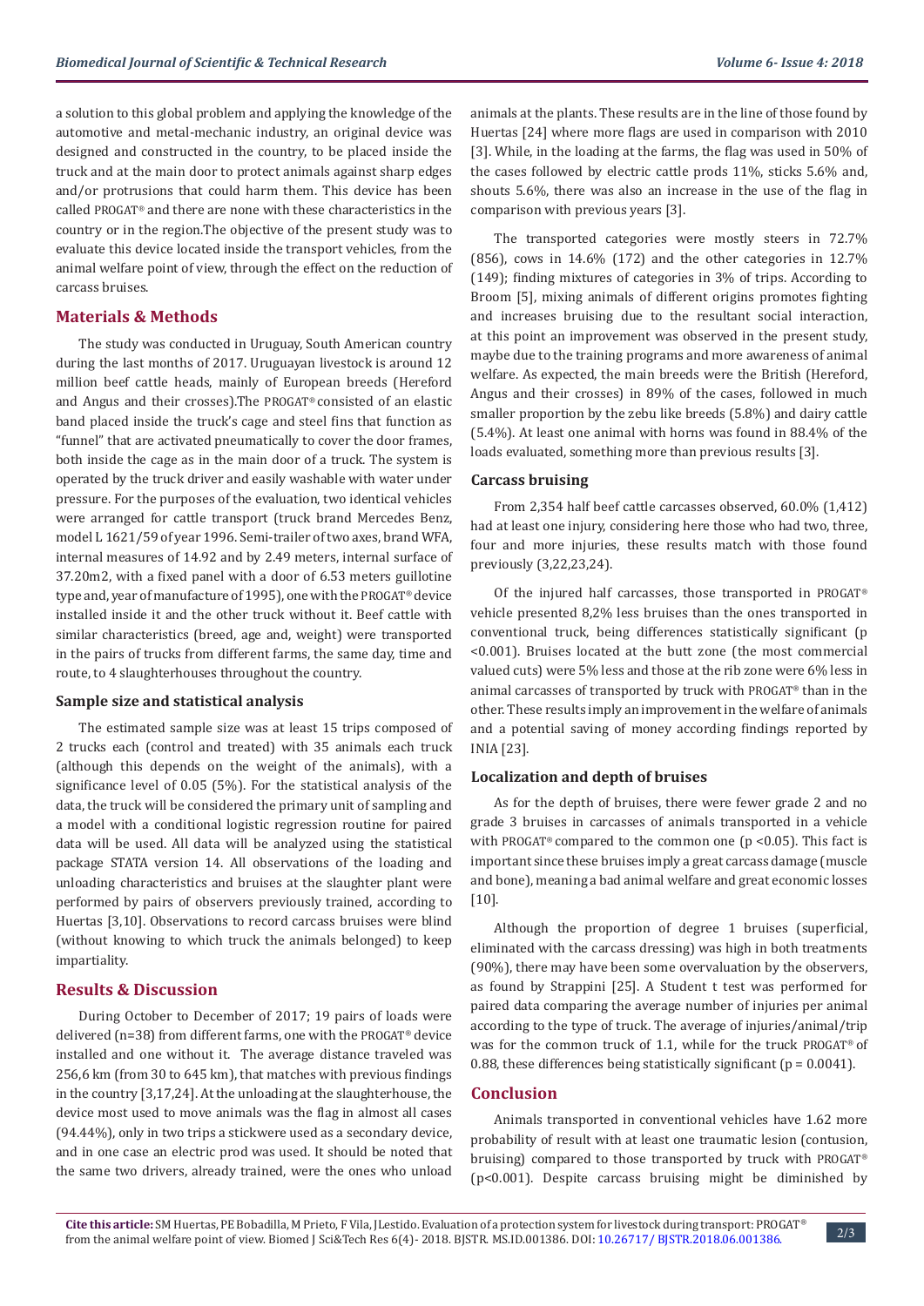a solution to this global problem and applying the knowledge of the automotive and metal-mechanic industry, an original device was designed and constructed in the country, to be placed inside the truck and at the main door to protect animals against sharp edges and/or protrusions that could harm them. This device has been called PROGAT® and there are none with these characteristics in the country or in the region.The objective of the present study was to evaluate this device located inside the transport vehicles, from the animal welfare point of view, through the effect on the reduction of carcass bruises.

## Materials & Methods

The study was conducted in Uruguay, South American country during the last months of 2017. Uruguayan livestock is around 12 million beef cattle heads, mainly of European breeds (Hereford and Angus and their crosses).The PROGAT® consisted of an elastic band placed inside the truck's cage and steel fins that function as "funnel" that are activated pneumatically to cover the door frames, both inside the cage as in the main door of a truck. The system is operated by the truck driver and easily washable with water under pressure. For the purposes of the evaluation, two identical vehicles were arranged for cattle transport (truck brand Mercedes Benz, model L 1621/59 of year 1996. Semi-trailer of two axes, brand WFA, internal measures of 14.92 and by 2.49 meters, internal surface of 37.20m2, with a fixed panel with a door of 6.53 meters guillotine type and, year of manufacture of 1995), one with the PROGAT® device installed inside it and the other truck without it. Beef cattle with similar characteristics (breed, age and, weight) were transported in the pairs of trucks from different farms, the same day, time and route, to 4 slaughterhouses throughout the country.

### Sample size and statistical analysis

The estimated sample size was at least 15 trips composed of 2 trucks each (control and treated) with 35 animals each truck (although this depends on the weight of the animals), with a significance level of 0.05 (5%). For the statistical analysis of the data, the truck will be considered the primary unit of sampling and a model with a conditional logistic regression routine for paired data will be used. All data will be analyzed using the statistical package STATA version 14. All observations of the loading and unloading characteristics and bruises at the slaughter plant were performed by pairs of observers previously trained, according to Huertas [3,10]. Observations to record carcass bruises were blind (without knowing to which truck the animals belonged) to keep impartiality.

## Results & Discussion

During October to December of 2017; 19 pairs of loads were delivered (n=38) from different farms, one with the PROGAT® device installed and one without it. The average distance traveled was 256,6 km (from 30 to 645 km), that matches with previous findings in the country [3,17,24]. At the unloading at the slaughterhouse, the device most used to move animals was the flag in almost all cases (94.44%), only in two trips a stickwere used as a secondary device, and in one case an electric prod was used. It should be noted that the same two drivers, already trained, were the ones who unload animals at the plants. These results are in the line of those found by Huertas [24] where more flags are used in comparison with 2010 [3]. While, in the loading at the farms, the flag was used in 50% of the cases followed by electric cattle prods 11%, sticks 5.6% and, shouts 5.6%, there was also an increase in the use of the flag in comparison with previous years [3].

The transported categories were mostly steers in 72.7% (856), cows in 14.6% (172) and the other categories in 12.7% (149); finding mixtures of categories in 3% of trips. According to Broom [5], mixing animals of different origins promotes fighting and increases bruising due to the resultant social interaction, at this point an improvement was observed in the present study, maybe due to the training programs and more awareness of animal welfare. As expected, the main breeds were the British (Hereford, Angus and their crosses) in 89% of the cases, followed in much smaller proportion by the zebu like breeds (5.8%) and dairy cattle (5.4%). At least one animal with horns was found in 88.4% of the loads evaluated, something more than previous results [3].

### Carcass bruising

From 2,354 half beef cattle carcasses observed, 60.0% (1,412) had at least one injury, considering here those who had two, three, four and more injuries, these results match with those found previously (3,22,23,24).

Of the injured half carcasses, those transported in PROGAT® vehicle presented 8,2% less bruises than the ones transported in conventional truck, being differences statistically significant ($p < 0.001$). Bruises located at the butt zone (the most commercial valued cuts) were 5% less and those at the rib zone were 6% less in animal carcasses of transported by truck with PROGAT® than in the other. These results imply an improvement in the welfare of animals and a potential saving of money according findings reported by INIA [23].

### Localization and depth of bruises

As for the depth of bruises, there were fewer grade 2 and no grade 3 bruises in carcasses of animals transported in a vehicle with PROGAT® compared to the common one ($p < 0.05$). This fact is important since these bruises imply a great carcass damage (muscle and bone), meaning a bad animal welfare and great economic losses [10].

Although the proportion of degree 1 bruises (superficial, eliminated with the carcass dressing) was high in both treatments (90%), there may have been some overvaluation by the observers, as found by Strappini [25]. A Student t test was performed for paired data comparing the average number of injuries per animal according to the type of truck. The average of injuries/animal/trip was for the common truck of 1.1, while for the truck PROGAT® of 0.88, these differences being statistically significant ($p = 0.0041$).

## Conclusion

Animals transported in conventional vehicles have 1.62 more probability of result with at least one traumatic lesion (contusion, bruising) compared to those transported by truck with PROGAT® ($p < 0.001$). Despite carcass bruising might be diminished by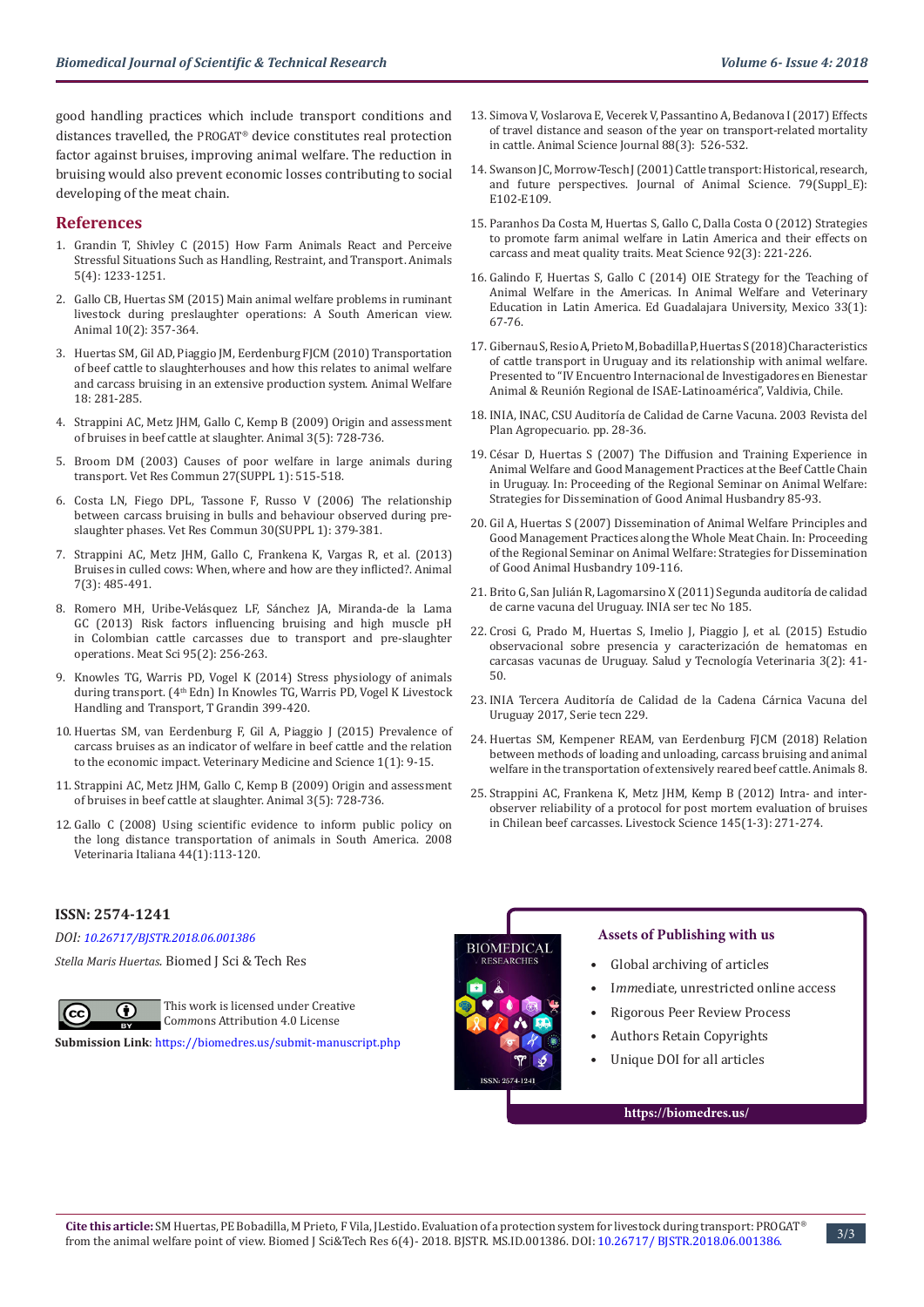good handling practices which include transport conditions and distances travelled, the PROGAT® device constitutes real protection factor against bruises, improving animal welfare. The reduction in bruising would also prevent economic losses contributing to social developing of the meat chain.

## References

1. Grandin T, Shivley C (2015) How Farm Animals React and Perceive Stressful Situations Such as Handling, Restraint, and Transport. Animals 5(4): 1233-1251.
2. Gallo CB, Huertas SM (2015) Main animal welfare problems in ruminant livestock during preslaughter operations: A South American view. Animal 10(2): 357-364.
3. Huertas SM, Gil AD, Piaggio JM, Eerdenburg FJCM (2010) Transportation of beef cattle to slaughterhouses and how this relates to animal welfare and carcass bruising in an extensive production system. Animal Welfare 18: 281-285.
4. Strappini AC, Metz JHM, Gallo C, Kemp B (2009) Origin and assessment of bruises in beef cattle at slaughter. Animal 3(5): 728-736.
5. Broom DM (2003) Causes of poor welfare in large animals during transport. Vet Res Commun 27(SUPPL 1): 515-518.
6. Costa LN, Fiego DPL, Tassone F, Russo V (2006) The relationship between carcass bruising in bulls and behaviour observed during pre-slaughter phases. Vet Res Commun 30(SUPPL 1): 379-381.
7. Strappini AC, Metz JHM, Gallo C, Frankena K, Vargas R, et al. (2013) Bruises in culled cows: When, where and how are they inflicted?. Animal 7(3): 485-491.
8. Romero MH, Uribe-Velásquez LF, Sánchez JA, Miranda-de la Lama GC (2013) Risk factors influencing bruising and high muscle pH in Colombian cattle carcasses due to transport and pre-slaughter operations. Meat Sci 95(2): 256-263.
9. Knowles TG, Warris PD, Vogel K (2014) Stress physiology of animals during transport. (4th Edn) In Knowles TG, Warris PD, Vogel K Livestock Handling and Transport, T Grandin 399-420.
10. Huertas SM, van Eerdenburg F, Gil A, Piaggio J (2015) Prevalence of carcass bruises as an indicator of welfare in beef cattle and the relation to the economic impact. Veterinary Medicine and Science 1(1): 9-15.
11. Strappini AC, Metz JHM, Gallo C, Kemp B (2009) Origin and assessment of bruises in beef cattle at slaughter. Animal 3(5): 728-736.
12. Gallo C (2008) Using scientific evidence to inform public policy on the long distance transportation of animals in South America. 2008 Veterinaria Italiana 44(1):113-120.
13. Simova V, Voslarova E, Vecerek V, Passantino A, Bedanova I (2017) Effects of travel distance and season of the year on transport-related mortality in cattle. Animal Science Journal 88(3): 526-532.
14. Swanson JC, Morrow-Tesch J (2001) Cattle transport: Historical, research, and future perspectives. Journal of Animal Science. 79(Suppl_E): E102-E109.
15. Paranhos Da Costa M, Huertas S, Gallo C, Dalla Costa O (2012) Strategies to promote farm animal welfare in Latin America and their effects on carcass and meat quality traits. Meat Science 92(3): 221-226.
16. Galindo F, Huertas S, Gallo C (2014) OIE Strategy for the Teaching of Animal Welfare in the Americas. In Animal Welfare and Veterinary Education in Latin America. Ed Guadalajara University, Mexico 33(1): 67-76.
17. Gibernau S, Resio A, Prieto M, Bobadilla P, Huertas S (2018) Characteristics of cattle transport in Uruguay and its relationship with animal welfare. Presented to "IV Encuentro Internacional de Investigadores en Bienestar Animal & Reunión Regional de ISAE-Latinoamérica", Valdivia, Chile.
18. INIA, INAC, CSU Auditoría de Calidad de Carne Vacuna. 2003 Revista del Plan Agropecuario. pp. 28-36.
19. César D, Huertas S (2007) The Diffusion and Training Experience in Animal Welfare and Good Management Practices at the Beef Cattle Chain in Uruguay. In: Proceeding of the Regional Seminar on Animal Welfare: Strategies for Dissemination of Good Animal Husbandry 85-93.
20. Gil A, Huertas S (2007) Dissemination of Animal Welfare Principles and Good Management Practices along the Whole Meat Chain. In: Proceeding of the Regional Seminar on Animal Welfare: Strategies for Dissemination of Good Animal Husbandry 109-116.
21. Brito G, San Julián R, Lagomarsino X (2011) Segunda auditoría de calidad de carne vacuna del Uruguay. INIA ser tec No 185.
22. Crosi G, Prado M, Huertas S, Imelio J, Piaggio J, et al. (2015) Estudio observacional sobre presencia y caracterización de hematomas en carcasas vacunas de Uruguay. Salud y Tecnología Veterinaria 3(2): 41-50.
23. INIA Tercera Auditoría de Calidad de la Cadena Cárnica Vacuna del Uruguay 2017, Serie tecn 229.
24. Huertas SM, Kempener REAM, van Eerdenburg FJCM (2018) Relation between methods of loading and unloading, carcass bruising and animal welfare in the transportation of extensively reared beef cattle. Animals 8.
25. Strappini AC, Frankena K, Metz JHM, Kemp B (2012) Intra- and inter-observer reliability of a protocol for post mortem evaluation of bruises in Chilean beef carcasses. Livestock Science 145(1-3): 271-274.

**ISSN: 2574-1241**

*DOI: 10.26717/BJSTR.2018.06.001386*

*Stella Maris Huertas.* Biomed J Sci & Tech Res

This work is licensed under Creative Commons Attribution 4.0 License

**Submission Link**: https://biomedres.us/submit-manuscript.php

**Assets of Publishing with us**

- Global archiving of articles
- Immediate, unrestricted online access
- Rigorous Peer Review Process
- Authors Retain Copyrights
- Unique DOI for all articles

https://biomedres.us/

**Cite this article:** SM Huertas, PE Bobadilla, M Prieto, F Vila, J Lestido. Evaluation of a protection system for livestock during transport: PROGAT® from the animal welfare point of view. Biomed J Sci&Tech Res 6(4)- 2018. BJSTR. MS.ID.001386. DOI: 10.26717/ BJSTR.2018.06.001386.